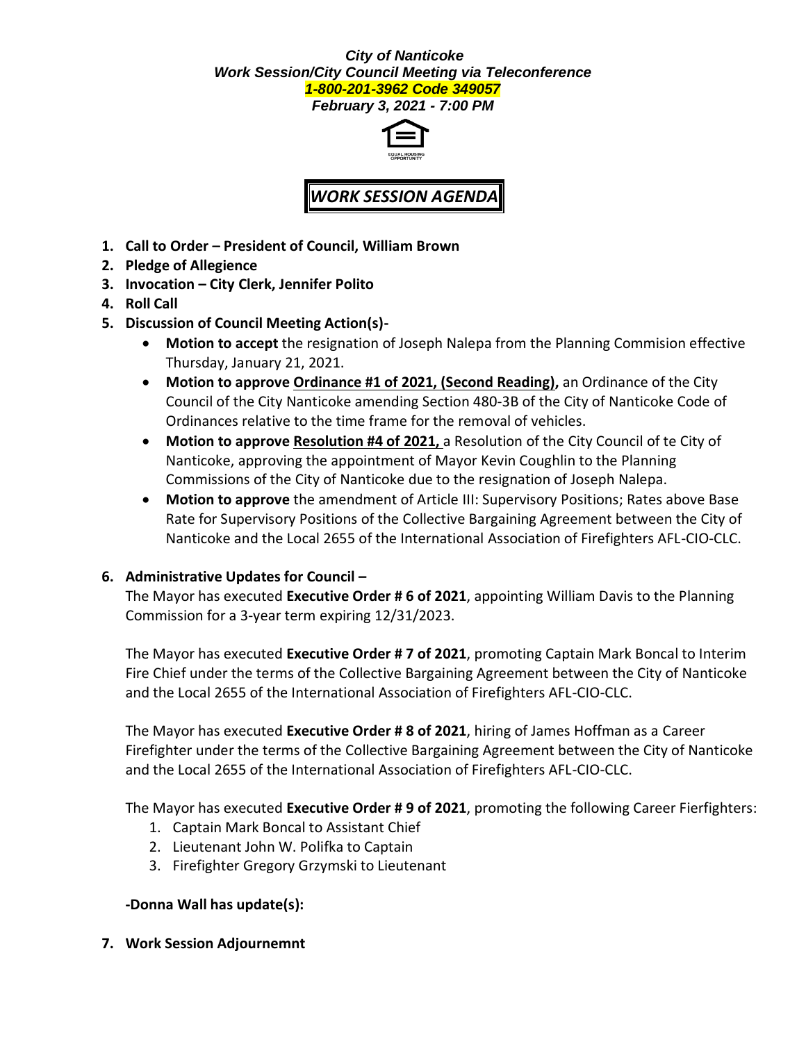***City of Nanticoke***
***Work Session/City Council Meeting via Teleconference***
***1-800-201-3962 Code 349057***
***February 3, 2021 - 7:00 PM***

EQUAL HOUSING OPPORTUNITY

# *WORK SESSION AGENDA*

1. **Call to Order – President of Council, William Brown**
2. **Pledge of Allegience**
3. **Invocation – City Clerk, Jennifer Polito**
4. **Roll Call**
5. **Discussion of Council Meeting Action(s)-**
   - **Motion to accept** the resignation of Joseph Nalepa from the Planning Commision effective Thursday, January 21, 2021.
   - **Motion to approve <u>Ordinance #1 of 2021, (Second Reading)</u>,** an Ordinance of the City Council of the City Nanticoke amending Section 480-3B of the City of Nanticoke Code of Ordinances relative to the time frame for the removal of vehicles.
   - **Motion to approve <u>Resolution #4 of 2021,</u>** a Resolution of the City Council of te City of Nanticoke, approving the appointment of Mayor Kevin Coughlin to the Planning Commissions of the City of Nanticoke due to the resignation of Joseph Nalepa.
   - **Motion to approve** the amendment of Article III: Supervisory Positions; Rates above Base Rate for Supervisory Positions of the Collective Bargaining Agreement between the City of Nanticoke and the Local 2655 of the International Association of Firefighters AFL-CIO-CLC.

6. **Administrative Updates for Council –**

   The Mayor has executed **Executive Order # 6 of 2021**, appointing William Davis to the Planning Commission for a 3-year term expiring 12/31/2023.

   The Mayor has executed **Executive Order # 7 of 2021**, promoting Captain Mark Boncal to Interim Fire Chief under the terms of the Collective Bargaining Agreement between the City of Nanticoke and the Local 2655 of the International Association of Firefighters AFL-CIO-CLC.

   The Mayor has executed **Executive Order # 8 of 2021**, hiring of James Hoffman as a Career Firefighter under the terms of the Collective Bargaining Agreement between the City of Nanticoke and the Local 2655 of the International Association of Firefighters AFL-CIO-CLC.

   The Mayor has executed **Executive Order # 9 of 2021**, promoting the following Career Fierfighters:
   1. Captain Mark Boncal to Assistant Chief
   2. Lieutenant John W. Polifka to Captain
   3. Firefighter Gregory Grzymski to Lieutenant

   **-Donna Wall has update(s):**

7. **Work Session Adjournemnt**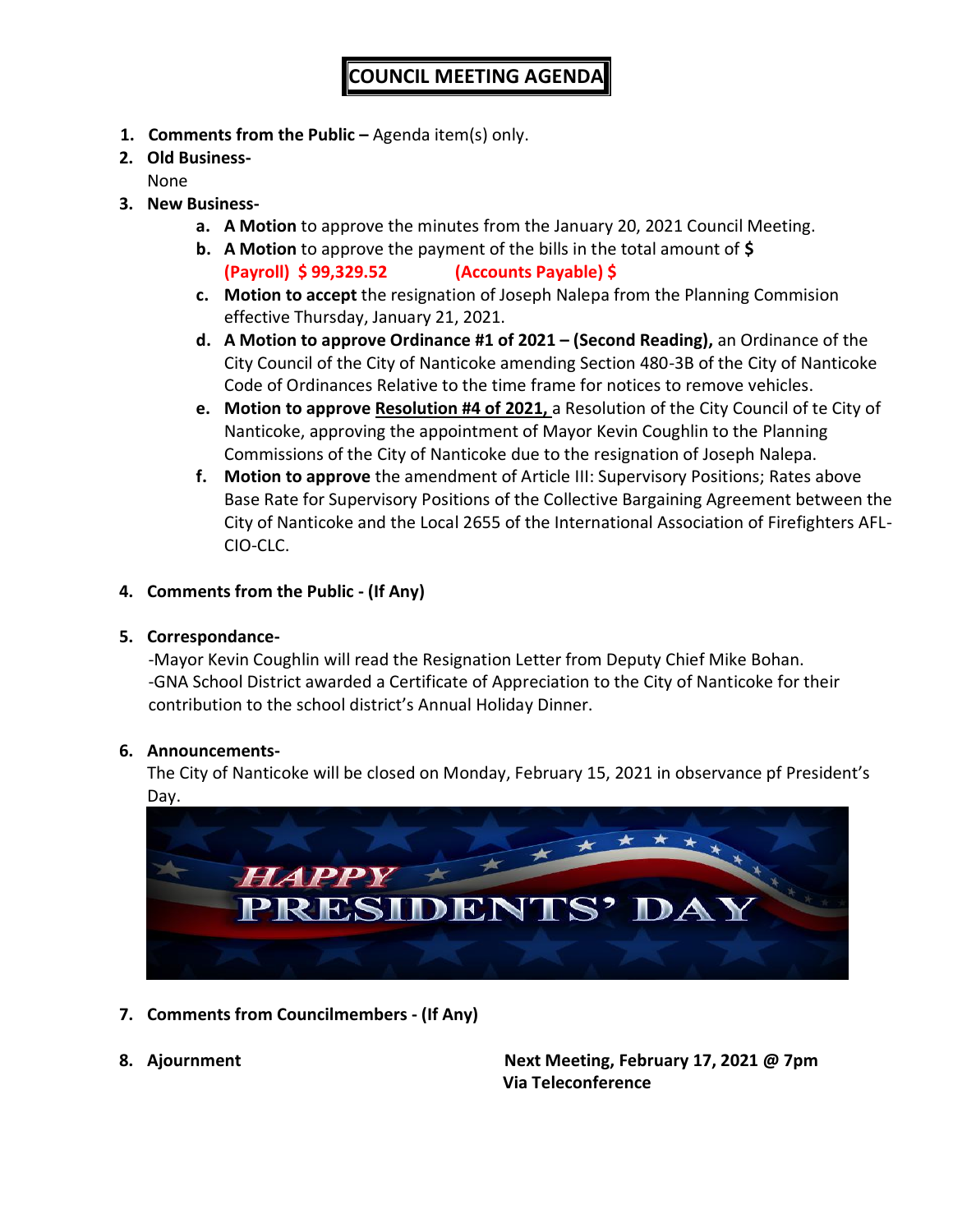# COUNCIL MEETING AGENDA

1. **Comments from the Public –** Agenda item(s) only.
2. **Old Business-**
   None
3. **New Business-**
   - **a. A Motion** to approve the minutes from the January 20, 2021 Council Meeting.
   - **b. A Motion** to approve the payment of the bills in the total amount of **$**
     **(Payroll) $ 99,329.52 (Accounts Payable) $**
   - **c. Motion to accept** the resignation of Joseph Nalepa from the Planning Commision effective Thursday, January 21, 2021.
   - **d. A Motion to approve Ordinance #1 of 2021 – (Second Reading),** an Ordinance of the City Council of the City of Nanticoke amending Section 480-3B of the City of Nanticoke Code of Ordinances Relative to the time frame for notices to remove vehicles.
   - **e. Motion to approve Resolution #4 of 2021,** a Resolution of the City Council of te City of Nanticoke, approving the appointment of Mayor Kevin Coughlin to the Planning Commissions of the City of Nanticoke due to the resignation of Joseph Nalepa.
   - **f. Motion to approve** the amendment of Article III: Supervisory Positions; Rates above Base Rate for Supervisory Positions of the Collective Bargaining Agreement between the City of Nanticoke and the Local 2655 of the International Association of Firefighters AFL-CIO-CLC.

4. **Comments from the Public - (If Any)**

5. **Correspondance-**
   -Mayor Kevin Coughlin will read the Resignation Letter from Deputy Chief Mike Bohan.
   -GNA School District awarded a Certificate of Appreciation to the City of Nanticoke for their contribution to the school district's Annual Holiday Dinner.

6. **Announcements-**
   The City of Nanticoke will be closed on Monday, February 15, 2021 in observance pf President's Day.

HAPPY PRESIDENTS' DAY

7. **Comments from Councilmembers - (If Any)**

8. **Ajournment**

**Next Meeting, February 17, 2021 @ 7pm**
**Via Teleconference**